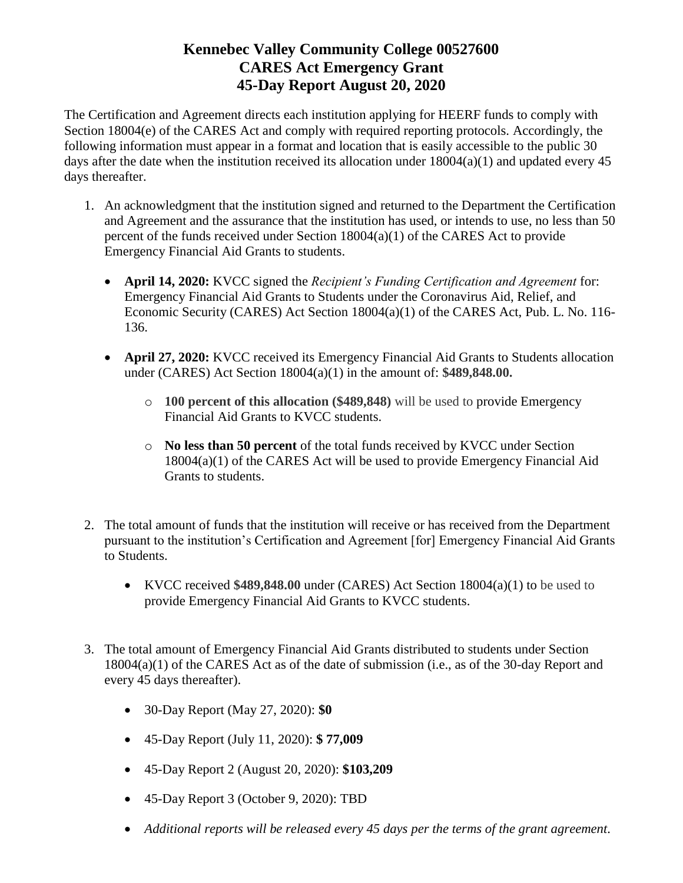# Kennebec Valley Community College 00527600
# CARES Act Emergency Grant
# 45-Day Report August 20, 2020

The Certification and Agreement directs each institution applying for HEERF funds to comply with Section 18004(e) of the CARES Act and comply with required reporting protocols. Accordingly, the following information must appear in a format and location that is easily accessible to the public 30 days after the date when the institution received its allocation under 18004(a)(1) and updated every 45 days thereafter.

1. An acknowledgment that the institution signed and returned to the Department the Certification and Agreement and the assurance that the institution has used, or intends to use, no less than 50 percent of the funds received under Section 18004(a)(1) of the CARES Act to provide Emergency Financial Aid Grants to students.

   - **April 14, 2020:** KVCC signed the *Recipient's Funding Certification and Agreement* for: Emergency Financial Aid Grants to Students under the Coronavirus Aid, Relief, and Economic Security (CARES) Act Section 18004(a)(1) of the CARES Act, Pub. L. No. 116-136.

   - **April 27, 2020:** KVCC received its Emergency Financial Aid Grants to Students allocation under (CARES) Act Section 18004(a)(1) in the amount of: **$489,848.00.**

     - **100 percent of this allocation ($489,848)** will be used to provide Emergency Financial Aid Grants to KVCC students.

     - **No less than 50 percent** of the total funds received by KVCC under Section 18004(a)(1) of the CARES Act will be used to provide Emergency Financial Aid Grants to students.

2. The total amount of funds that the institution will receive or has received from the Department pursuant to the institution's Certification and Agreement [for] Emergency Financial Aid Grants to Students.

   - KVCC received $**489,848.00** under (CARES) Act Section 18004(a)(1) to be used to provide Emergency Financial Aid Grants to KVCC students.

3. The total amount of Emergency Financial Aid Grants distributed to students under Section 18004(a)(1) of the CARES Act as of the date of submission (i.e., as of the 30-day Report and every 45 days thereafter).

   - 30-Day Report (May 27, 2020): **$0**

   - 45-Day Report (July 11, 2020): **$ 77,009**

   - 45-Day Report 2 (August 20, 2020): **$103,209**

   - 45-Day Report 3 (October 9, 2020): TBD

   - *Additional reports will be released every 45 days per the terms of the grant agreement.*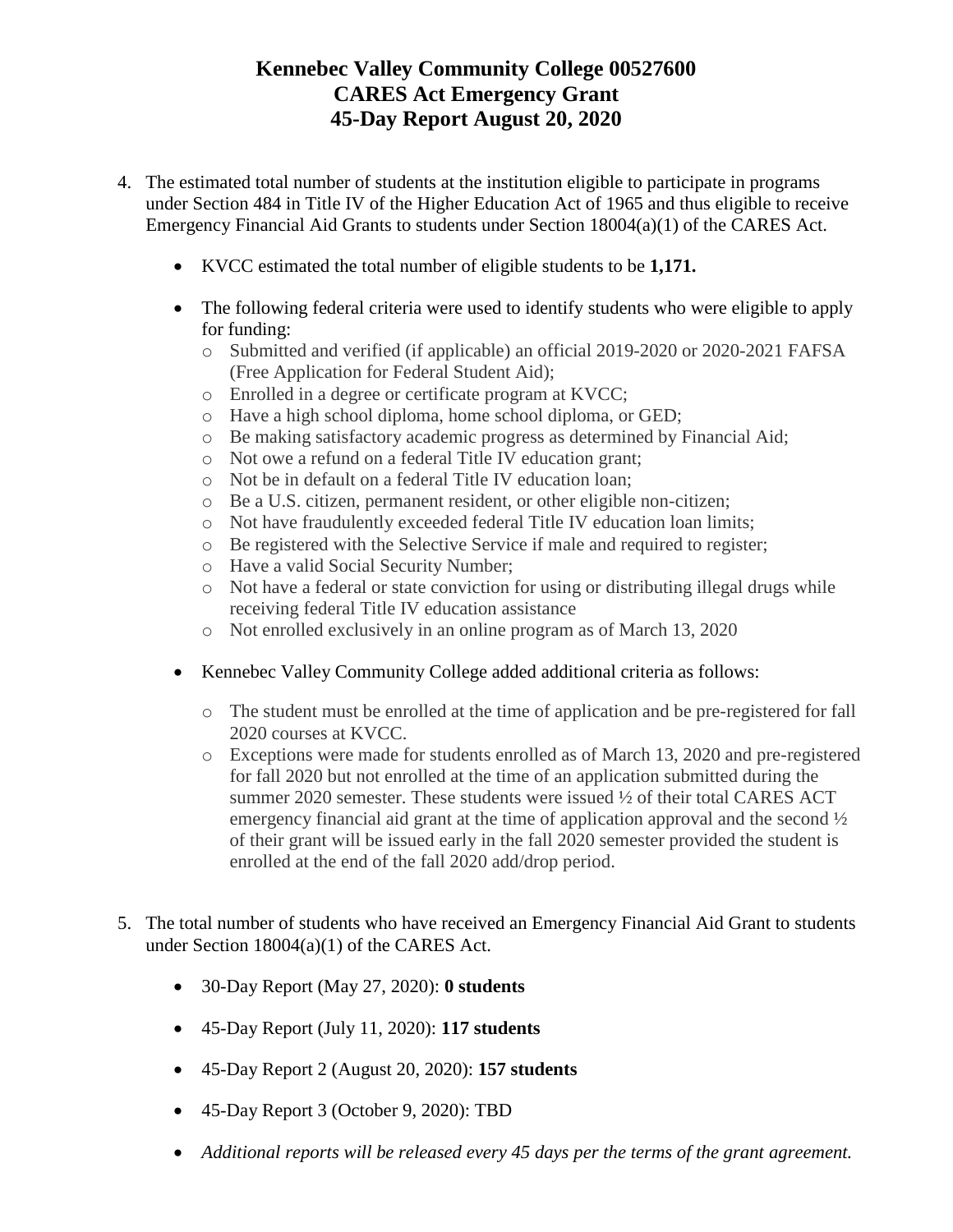# Kennebec Valley Community College 00527600
# CARES Act Emergency Grant
# 45-Day Report August 20, 2020

4. The estimated total number of students at the institution eligible to participate in programs under Section 484 in Title IV of the Higher Education Act of 1965 and thus eligible to receive Emergency Financial Aid Grants to students under Section 18004(a)(1) of the CARES Act.

   - KVCC estimated the total number of eligible students to be **1,171.**

   - The following federal criteria were used to identify students who were eligible to apply for funding:
     - Submitted and verified (if applicable) an official 2019-2020 or 2020-2021 FAFSA (Free Application for Federal Student Aid);
     - Enrolled in a degree or certificate program at KVCC;
     - Have a high school diploma, home school diploma, or GED;
     - Be making satisfactory academic progress as determined by Financial Aid;
     - Not owe a refund on a federal Title IV education grant;
     - Not be in default on a federal Title IV education loan;
     - Be a U.S. citizen, permanent resident, or other eligible non-citizen;
     - Not have fraudulently exceeded federal Title IV education loan limits;
     - Be registered with the Selective Service if male and required to register;
     - Have a valid Social Security Number;
     - Not have a federal or state conviction for using or distributing illegal drugs while receiving federal Title IV education assistance
     - Not enrolled exclusively in an online program as of March 13, 2020

   - Kennebec Valley Community College added additional criteria as follows:
     - The student must be enrolled at the time of application and be pre-registered for fall 2020 courses at KVCC.
     - Exceptions were made for students enrolled as of March 13, 2020 and pre-registered for fall 2020 but not enrolled at the time of an application submitted during the summer 2020 semester. These students were issued ½ of their total CARES ACT emergency financial aid grant at the time of application approval and the second ½ of their grant will be issued early in the fall 2020 semester provided the student is enrolled at the end of the fall 2020 add/drop period.

5. The total number of students who have received an Emergency Financial Aid Grant to students under Section 18004(a)(1) of the CARES Act.

   - 30-Day Report (May 27, 2020): **0 students**
   - 45-Day Report (July 11, 2020): **117 students**
   - 45-Day Report 2 (August 20, 2020): **157 students**
   - 45-Day Report 3 (October 9, 2020): TBD
   - *Additional reports will be released every 45 days per the terms of the grant agreement.*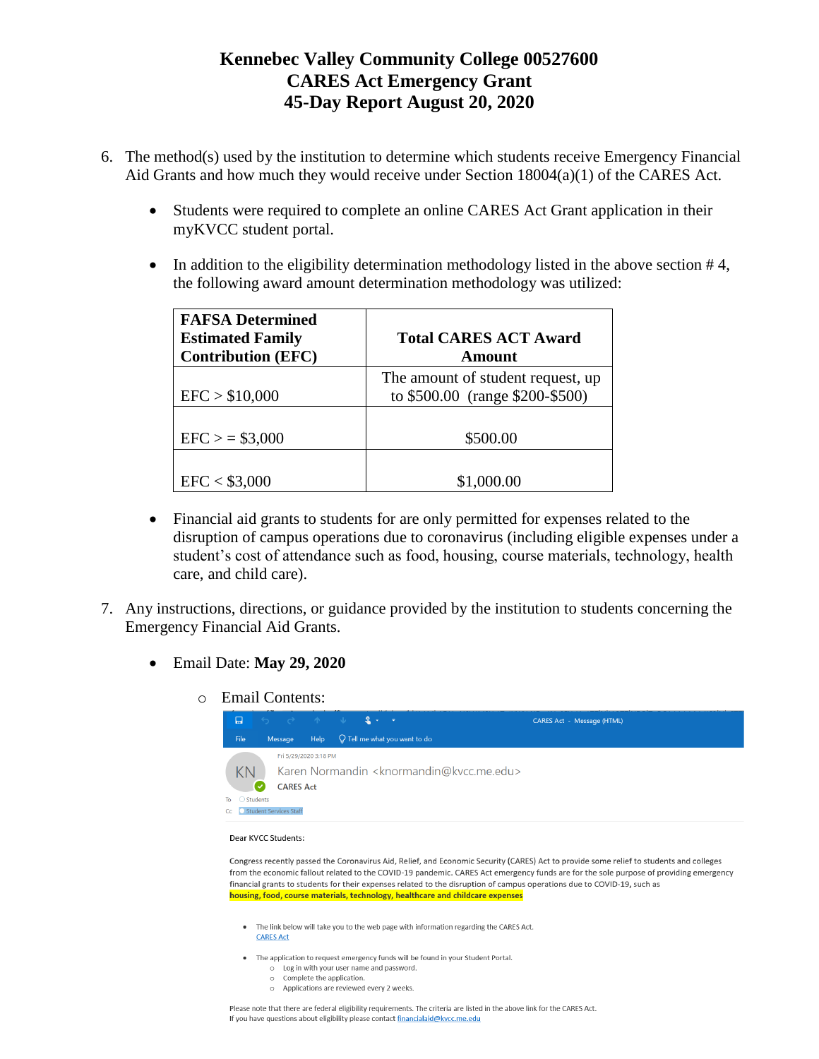# Kennebec Valley Community College 00527600
# CARES Act Emergency Grant
# 45-Day Report August 20, 2020

6. The method(s) used by the institution to determine which students receive Emergency Financial Aid Grants and how much they would receive under Section 18004(a)(1) of the CARES Act.

   - Students were required to complete an online CARES Act Grant application in their myKVCC student portal.

   - In addition to the eligibility determination methodology listed in the above section # 4, the following award amount determination methodology was utilized:

| FAFSA Determined Estimated Family Contribution (EFC) | Total CARES ACT Award Amount |
|---|---|
| EFC > $10,000 | The amount of student request, up to $500.00 (range $200-$500) |
| EFC > = $3,000 | $500.00 |
| EFC < $3,000 | $1,000.00 |

   - Financial aid grants to students for are only permitted for expenses related to the disruption of campus operations due to coronavirus (including eligible expenses under a student's cost of attendance such as food, housing, course materials, technology, health care, and child care).

7. Any instructions, directions, or guidance provided by the institution to students concerning the Emergency Financial Aid Grants.

   - Email Date: **May 29, 2020**

     - Email Contents:

CARES Act - Message (HTML)

File Message Help Tell me what you want to do

Fri 5/29/2020 3:18 PM

Karen Normandin <knormandin@kvcc.me.edu>

CARES Act

To Students

Cc Student Services Staff

Dear KVCC Students:

Congress recently passed the Coronavirus Aid, Relief, and Economic Security (CARES) Act to provide some relief to students and colleges from the economic fallout related to the COVID-19 pandemic. CARES Act emergency funds are for the sole purpose of providing emergency financial grants to students for their expenses related to the disruption of campus operations due to COVID-19, such as **housing, food, course materials, technology, healthcare and childcare expenses**

- The link below will take you to the web page with information regarding the CARES Act.
  CARES Act

- The application to request emergency funds will be found in your Student Portal.
  - Log in with your user name and password.
  - Complete the application.
  - Applications are reviewed every 2 weeks.

Please note that there are federal eligibility requirements. The criteria are listed in the above link for the CARES Act.
If you have questions about eligibility please contact financialaid@kvcc.me.edu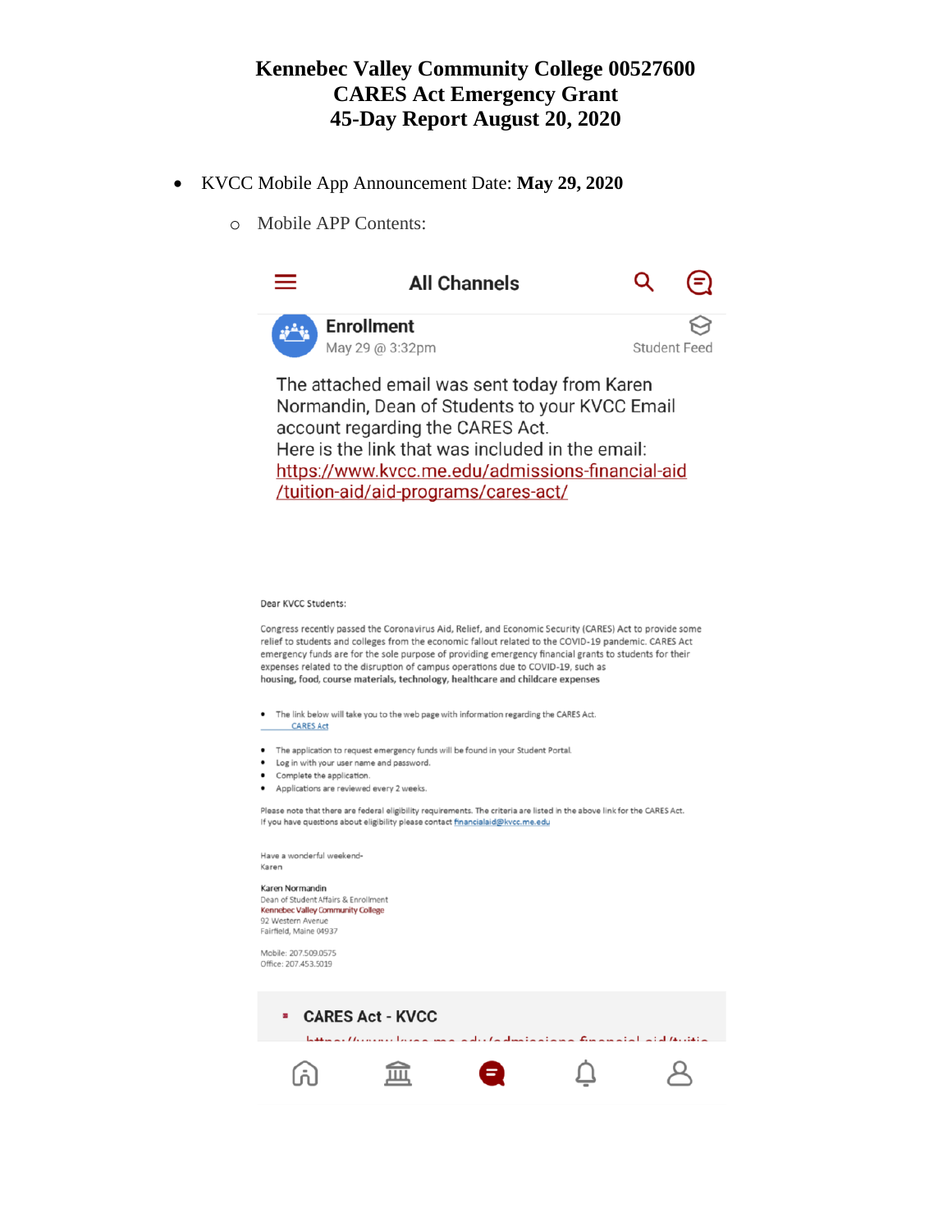# Kennebec Valley Community College 00527600
# CARES Act Emergency Grant
# 45-Day Report August 20, 2020

- KVCC Mobile App Announcement Date: **May 29, 2020**
  - Mobile APP Contents:

All Channels

**Enrollment**
May 29 @ 3:32pm
Student Feed

The attached email was sent today from Karen Normandin, Dean of Students to your KVCC Email account regarding the CARES Act.
Here is the link that was included in the email:
https://www.kvcc.me.edu/admissions-financial-aid/tuition-aid/aid-programs/cares-act/

Dear KVCC Students:

Congress recently passed the Coronavirus Aid, Relief, and Economic Security (CARES) Act to provide some relief to students and colleges from the economic fallout related to the COVID-19 pandemic. CARES Act emergency funds are for the sole purpose of providing emergency financial grants to students for their expenses related to the disruption of campus operations due to COVID-19, such as **housing, food, course materials, technology, healthcare and childcare expenses**

- The link below will take you to the web page with information regarding the CARES Act.
  CARES Act

- The application to request emergency funds will be found in your Student Portal.
- Log in with your user name and password.
- Complete the application.
- Applications are reviewed every 2 weeks.

Please note that there are federal eligibility requirements. The criteria are listed in the above link for the CARES Act.
If you have questions about eligibility please contact financialaid@kvcc.me.edu

Have a wonderful weekend-
Karen

**Karen Normandin**
Dean of Student Affairs & Enrollment
Kennebec Valley Community College
92 Western Avenue
Fairfield, Maine 04937

Mobile: 207.509.0575
Office: 207.453.5019

**CARES Act - KVCC**
https://www.kvcc.me.edu/admissions-financial-aid/tuitio...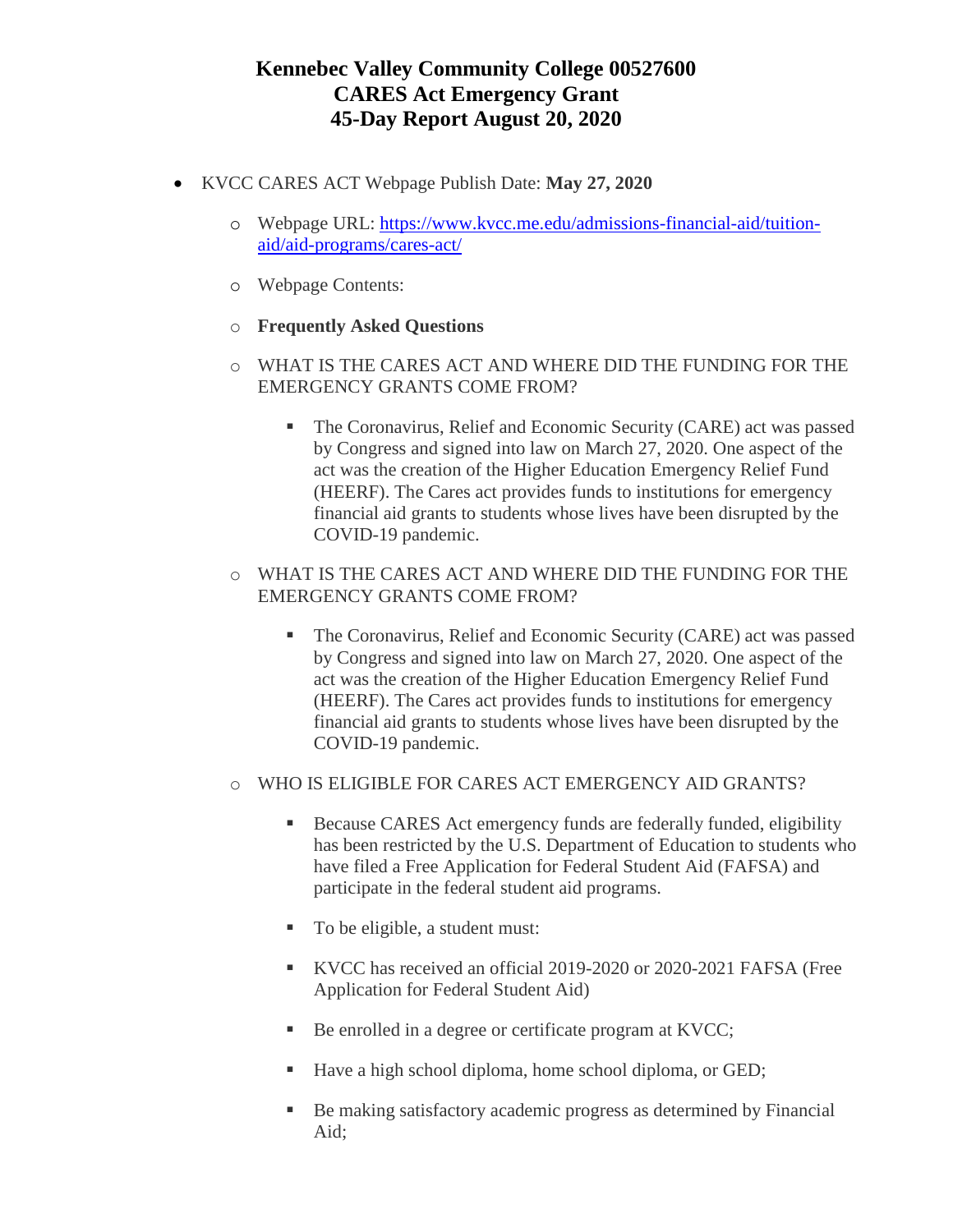# Kennebec Valley Community College 00527600
# CARES Act Emergency Grant
# 45-Day Report August 20, 2020

- KVCC CARES ACT Webpage Publish Date: **May 27, 2020**
  - Webpage URL: [https://www.kvcc.me.edu/admissions-financial-aid/tuition-aid/aid-programs/cares-act/](https://www.kvcc.me.edu/admissions-financial-aid/tuition-aid/aid-programs/cares-act/)
  - Webpage Contents:
  - **Frequently Asked Questions**
  - WHAT IS THE CARES ACT AND WHERE DID THE FUNDING FOR THE EMERGENCY GRANTS COME FROM?
    - The Coronavirus, Relief and Economic Security (CARE) act was passed by Congress and signed into law on March 27, 2020. One aspect of the act was the creation of the Higher Education Emergency Relief Fund (HEERF). The Cares act provides funds to institutions for emergency financial aid grants to students whose lives have been disrupted by the COVID-19 pandemic.
  - WHAT IS THE CARES ACT AND WHERE DID THE FUNDING FOR THE EMERGENCY GRANTS COME FROM?
    - The Coronavirus, Relief and Economic Security (CARE) act was passed by Congress and signed into law on March 27, 2020. One aspect of the act was the creation of the Higher Education Emergency Relief Fund (HEERF). The Cares act provides funds to institutions for emergency financial aid grants to students whose lives have been disrupted by the COVID-19 pandemic.
  - WHO IS ELIGIBLE FOR CARES ACT EMERGENCY AID GRANTS?
    - Because CARES Act emergency funds are federally funded, eligibility has been restricted by the U.S. Department of Education to students who have filed a Free Application for Federal Student Aid (FAFSA) and participate in the federal student aid programs.
    - To be eligible, a student must:
    - KVCC has received an official 2019-2020 or 2020-2021 FAFSA (Free Application for Federal Student Aid)
    - Be enrolled in a degree or certificate program at KVCC;
    - Have a high school diploma, home school diploma, or GED;
    - Be making satisfactory academic progress as determined by Financial Aid;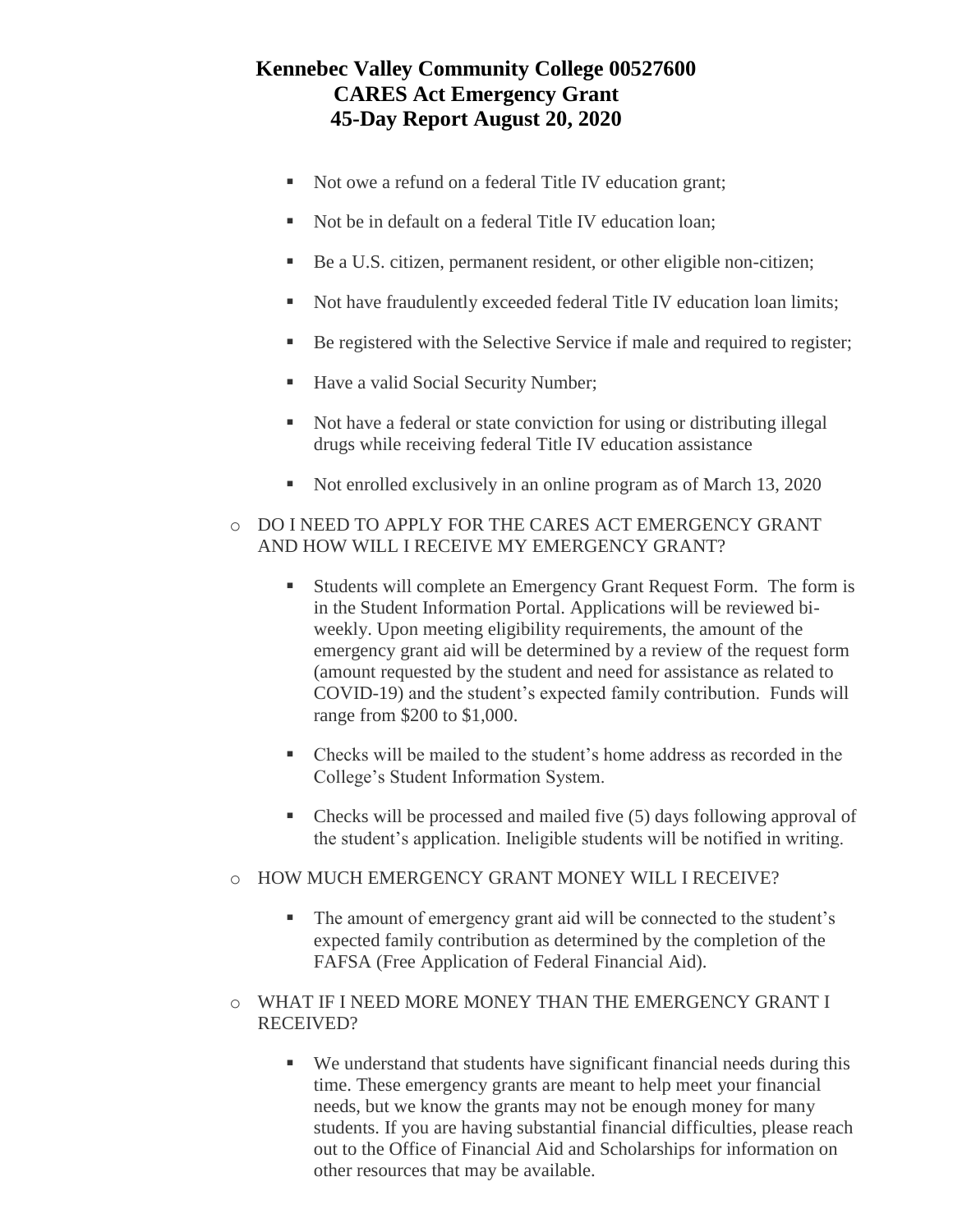- Not owe a refund on a federal Title IV education grant;
- Not be in default on a federal Title IV education loan;
- Be a U.S. citizen, permanent resident, or other eligible non-citizen;
- Not have fraudulently exceeded federal Title IV education loan limits;
- Be registered with the Selective Service if male and required to register;
- Have a valid Social Security Number;
- Not have a federal or state conviction for using or distributing illegal drugs while receiving federal Title IV education assistance
- Not enrolled exclusively in an online program as of March 13, 2020

- DO I NEED TO APPLY FOR THE CARES ACT EMERGENCY GRANT AND HOW WILL I RECEIVE MY EMERGENCY GRANT?
  - Students will complete an Emergency Grant Request Form. The form is in the Student Information Portal. Applications will be reviewed bi-weekly. Upon meeting eligibility requirements, the amount of the emergency grant aid will be determined by a review of the request form (amount requested by the student and need for assistance as related to COVID-19) and the student's expected family contribution. Funds will range from $200 to $1,000.
  - Checks will be mailed to the student's home address as recorded in the College's Student Information System.
  - Checks will be processed and mailed five (5) days following approval of the student's application. Ineligible students will be notified in writing.
- HOW MUCH EMERGENCY GRANT MONEY WILL I RECEIVE?
  - The amount of emergency grant aid will be connected to the student's expected family contribution as determined by the completion of the FAFSA (Free Application of Federal Financial Aid).
- WHAT IF I NEED MORE MONEY THAN THE EMERGENCY GRANT I RECEIVED?
  - We understand that students have significant financial needs during this time. These emergency grants are meant to help meet your financial needs, but we know the grants may not be enough money for many students. If you are having substantial financial difficulties, please reach out to the Office of Financial Aid and Scholarships for information on other resources that may be available.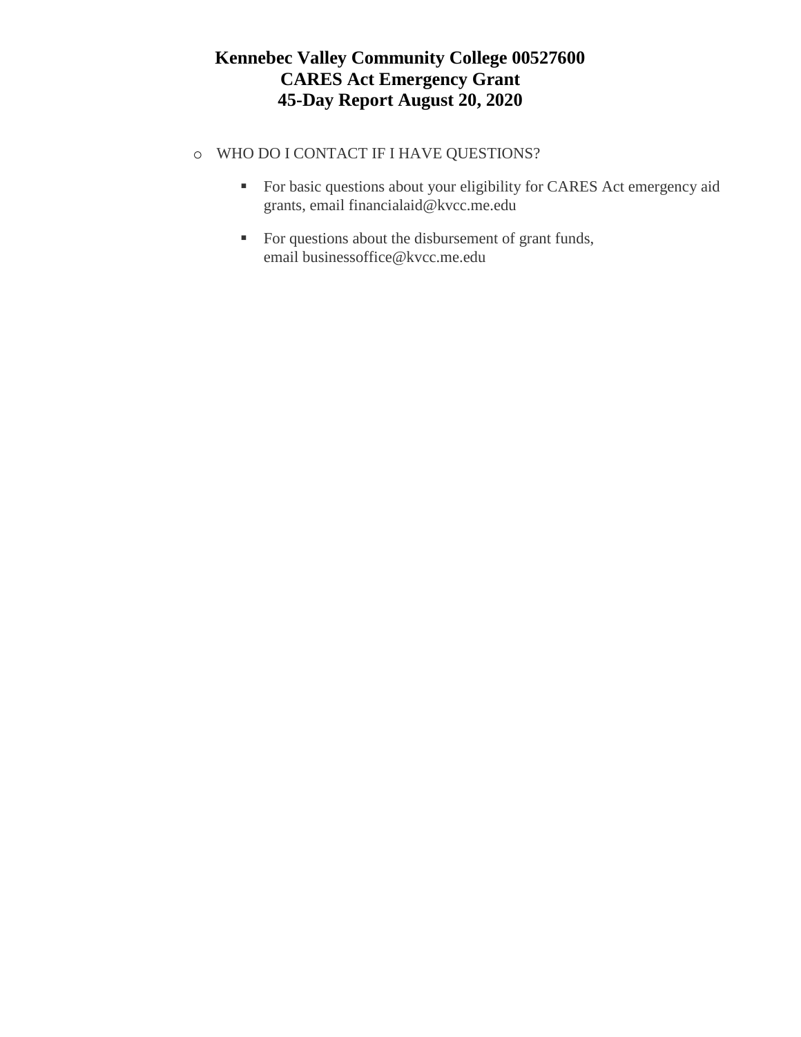**Kennebec Valley Community College 00527600**
**CARES Act Emergency Grant**
**45-Day Report August 20, 2020**

- WHO DO I CONTACT IF I HAVE QUESTIONS?
    - For basic questions about your eligibility for CARES Act emergency aid grants, email financialaid@kvcc.me.edu
    - For questions about the disbursement of grant funds, email businessoffice@kvcc.me.edu